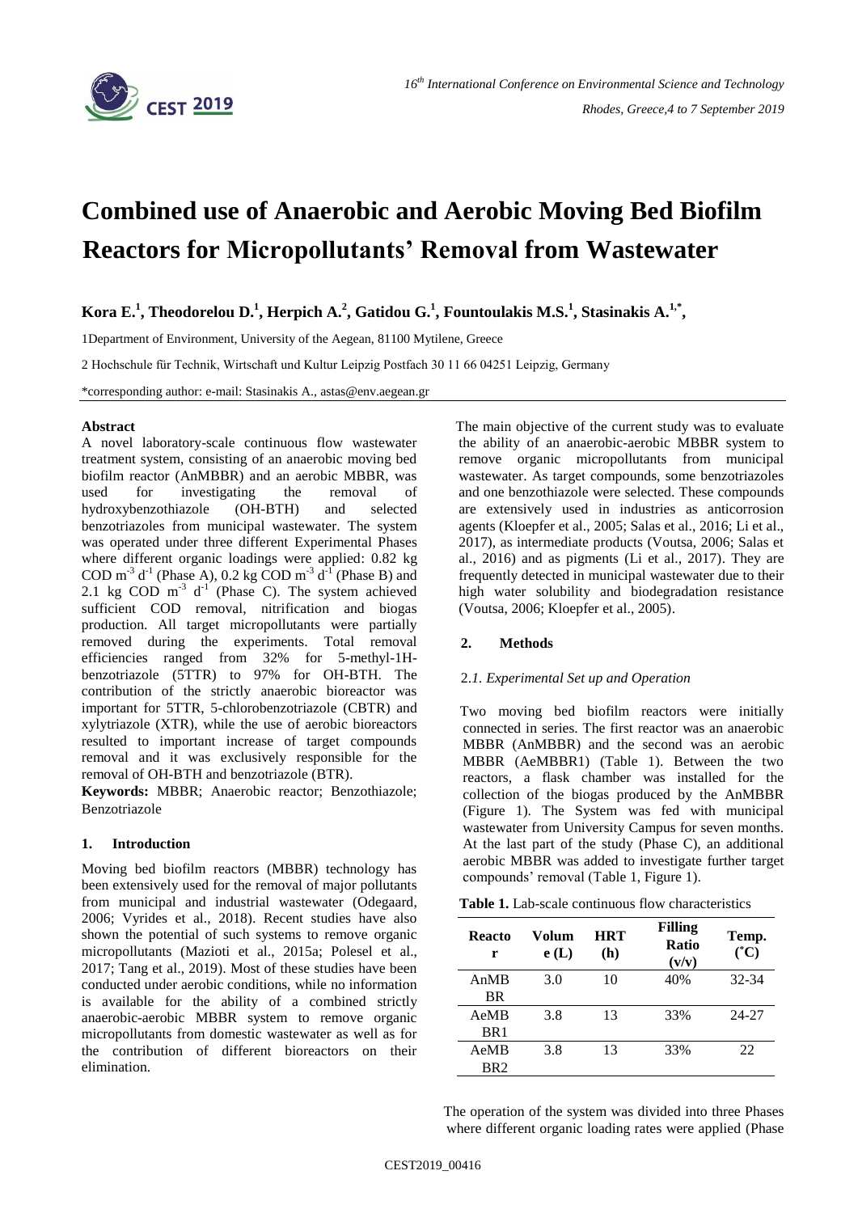# Combined use of Anaerobic and Aerobic Moving Bed Biofilm Reactors for Micropollutants' Removal from Wastewater

**Kora E.[1], Theodorelou D.[1], Herpich A.[2], Gatidou G.[1], Fountoulakis M.S.[1], Stasinakis A.[1,*],**

1Department of Environment, University of the Aegean, 81100 Mytilene, Greece

2 Hochschule für Technik, Wirtschaft und Kultur Leipzig Postfach 30 11 66 04251 Leipzig, Germany

*corresponding author: e-mail: Stasinakis A., astas@env.aegean.gr

### Abstract

A novel laboratory-scale continuous flow wastewater treatment system, consisting of an anaerobic moving bed biofilm reactor (AnMBBR) and an aerobic MBBR, was used for investigating the removal of hydroxybenzothiazole (OH-BTH) and selected benzotriazoles from municipal wastewater. The system was operated under three different Experimental Phases where different organic loadings were applied: 0.82 kg COD $m^{-3}$ $d^{-1}$ (Phase A), 0.2 kg COD $m^{-3}$ $d^{-1}$ (Phase B) and 2.1 kg COD $m^{-3}$ $d^{-1}$ (Phase C). The system achieved sufficient COD removal, nitrification and biogas production. All target micropollutants were partially removed during the experiments. Total removal efficiencies ranged from 32% for 5-methyl-1H-benzotriazole (5TTR) to 97% for OH-BTH. The contribution of the strictly anaerobic bioreactor was important for 5TTR, 5-chlorobenzotriazole (CBTR) and xylytriazole (XTR), while the use of aerobic bioreactors resulted to important increase of target compounds removal and it was exclusively responsible for the removal of OH-BTH and benzotriazole (BTR).

**Keywords:** MBBR; Anaerobic reactor; Benzothiazole; Benzotriazole

## 1. Introduction

Moving bed biofilm reactors (MBBR) technology has been extensively used for the removal of major pollutants from municipal and industrial wastewater (Odegaard, 2006; Vyrides et al., 2018). Recent studies have also shown the potential of such systems to remove organic micropollutants (Mazioti et al., 2015a; Polesel et al., 2017; Tang et al., 2019). Most of these studies have been conducted under aerobic conditions, while no information is available for the ability of a combined strictly anaerobic-aerobic MBBR system to remove organic micropollutants from domestic wastewater as well as for the contribution of different bioreactors on their elimination.

The main objective of the current study was to evaluate the ability of an anaerobic-aerobic MBBR system to remove organic micropollutants from municipal wastewater. As target compounds, some benzotriazoles and one benzothiazole were selected. These compounds are extensively used in industries as anticorrosion agents (Kloepfer et al., 2005; Salas et al., 2016; Li et al., 2017), as intermediate products (Voutsa, 2006; Salas et al., 2016) and as pigments (Li et al., 2017). They are frequently detected in municipal wastewater due to their high water solubility and biodegradation resistance (Voutsa, 2006; Kloepfer et al., 2005).

## 2. Methods

### 2.1. Experimental Set up and Operation

Two moving bed biofilm reactors were initially connected in series. The first reactor was an anaerobic MBBR (AnMBBR) and the second was an aerobic MBBR (AeMBBR1) (Table 1). Between the two reactors, a flask chamber was installed for the collection of the biogas produced by the AnMBBR (Figure 1). The System was fed with municipal wastewater from University Campus for seven months. At the last part of the study (Phase C), an additional aerobic MBBR was added to investigate further target compounds' removal (Table 1, Figure 1).

**Table 1.** Lab-scale continuous flow characteristics

| Reactor | Volume (L) | HRT (h) | Filling Ratio (v/v) | Temp. (°C) |
|---|---|---|---|---|
| AnMBBR | 3.0 | 10 | 40% | 32-34 |
| AeMBBR1 | 3.8 | 13 | 33% | 24-27 |
| AeMBBR2 | 3.8 | 13 | 33% | 22 |

The operation of the system was divided into three Phases where different organic loading rates were applied (Phase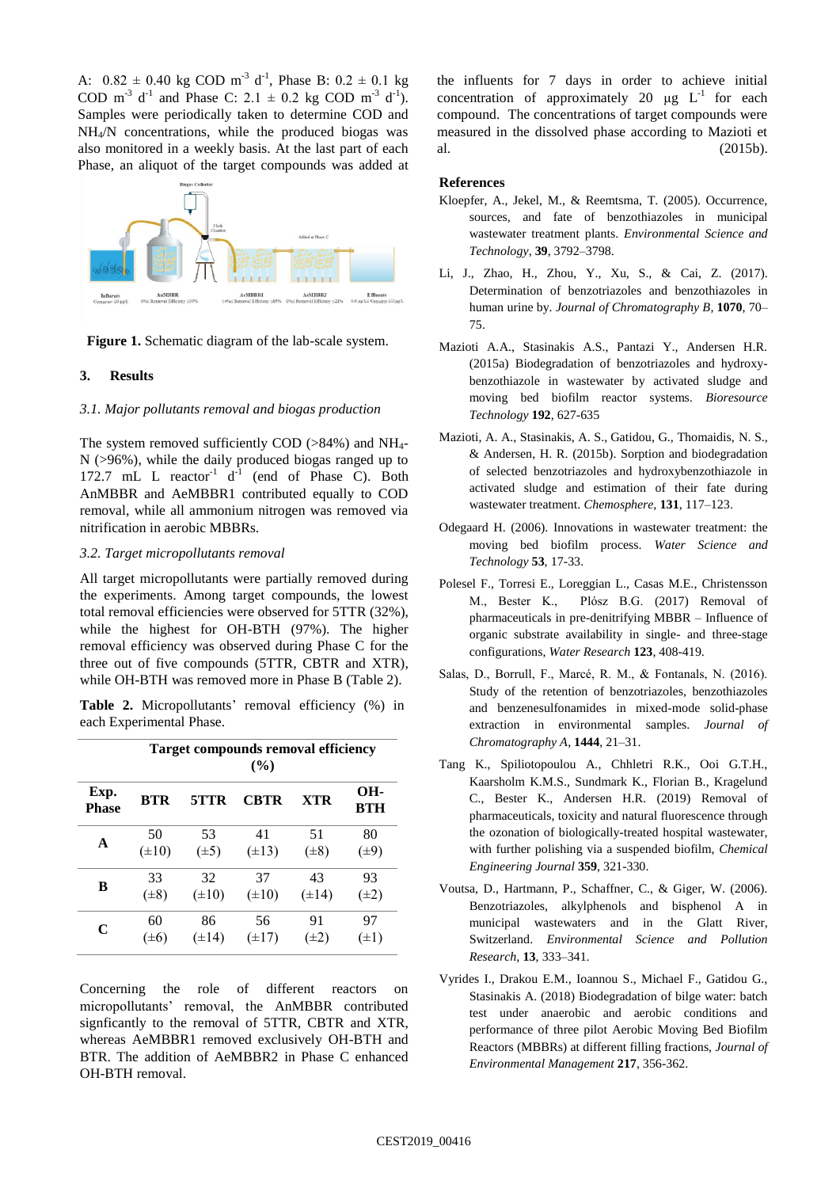A: 0.82 ± 0.40 kg COD $m^{-3}$ $d^{-1}$, Phase B: 0.2 ± 0.1 kg COD $m^{-3}$ $d^{-1}$ and Phase C: 2.1 ± 0.2 kg COD $m^{-3}$ $d^{-1}$). Samples were periodically taken to determine COD and $NH_4$/N concentrations, while the produced biogas was also monitored in a weekly basis. At the last part of each Phase, an aliquot of the target compounds was added at the influents for 7 days in order to achieve initial concentration of approximately 20 μg $L^{-1}$ for each compound. The concentrations of target compounds were measured in the dissolved phase according to Mazioti et al. (2015b).

Biogas Collector
Flash Chamber
Added at Phase C
Influents
Conc. 20 μg/L
AnMBBR
Removal Efficiency ≥39%
AeMBBR1
Removal Efficiency ≥85%
AeMBBR2
Removal Efficiency ≥21%
Effluents

**Figure 1.** Schematic diagram of the lab-scale system.

## 3. Results

### *3.1. Major pollutants removal and biogas production*

The system removed sufficiently COD (>84%) and $NH_4$-N (>96%), while the daily produced biogas ranged up to 172.7 mL L $reactor^{-1}$ $d^{-1}$ (end of Phase C). Both AnMBBR and AeMBBR1 contributed equally to COD removal, while all ammonium nitrogen was removed via nitrification in aerobic MBBRs.

### *3.2. Target micropollutants removal*

All target micropollutants were partially removed during the experiments. Among target compounds, the lowest total removal efficiencies were observed for 5TTR (32%), while the highest for OH-BTH (97%). The higher removal efficiency was observed during Phase C for the three out of five compounds (5TTR, CBTR and XTR), while OH-BTH was removed more in Phase B (Table 2).

**Table 2.** Micropollutants' removal efficiency (%) in each Experimental Phase.

| | Target compounds removal efficiency (%) | | | | |
|---|---|---|---|---|---|
| **Exp. Phase** | **BTR** | **5TTR** | **CBTR** | **XTR** | **OH-BTH** |
| **A** | 50 (±10) | 53 (±5) | 41 (±13) | 51 (±8) | 80 (±9) |
| **B** | 33 (±8) | 32 (±10) | 37 (±10) | 43 (±14) | 93 (±2) |
| **C** | 60 (±6) | 86 (±14) | 56 (±17) | 91 (±2) | 97 (±1) |

Concerning the role of different reactors on micropollutants' removal, the AnMBBR contributed signficantly to the removal of 5TTR, CBTR and XTR, whereas AeMBBR1 removed exclusively OH-BTH and BTR. The addition of AeMBBR2 in Phase C enhanced OH-BTH removal.

## References

Kloepfer, A., Jekel, M., & Reemtsma, T. (2005). Occurrence, sources, and fate of benzothiazoles in municipal wastewater treatment plants. *Environmental Science and Technology*, **39**, 3792–3798.

Li, J., Zhao, H., Zhou, Y., Xu, S., & Cai, Z. (2017). Determination of benzotriazoles and benzothiazoles in human urine by. *Journal of Chromatography B*, **1070**, 70–75.

Mazioti A.A., Stasinakis A.S., Pantazi Y., Andersen H.R. (2015a) Biodegradation of benzotriazoles and hydroxy-benzothiazole in wastewater by activated sludge and moving bed biofilm reactor systems. *Bioresource Technology* **192**, 627-635

Mazioti, A. A., Stasinakis, A. S., Gatidou, G., Thomaidis, N. S., & Andersen, H. R. (2015b). Sorption and biodegradation of selected benzotriazoles and hydroxybenzothiazole in activated sludge and estimation of their fate during wastewater treatment. *Chemosphere*, **131**, 117–123.

Odegaard H. (2006). Innovations in wastewater treatment: the moving bed biofilm process. *Water Science and Technology* **53**, 17-33.

Polesel F., Torresi E., Loreggian L., Casas M.E., Christensson M., Bester K., Plósz B.G. (2017) Removal of pharmaceuticals in pre-denitrifying MBBR – Influence of organic substrate availability in single- and three-stage configurations, *Water Research* **123**, 408-419.

Salas, D., Borrull, F., Marcé, R. M., & Fontanals, N. (2016). Study of the retention of benzotriazoles, benzothiazoles and benzenesulfonamides in mixed-mode solid-phase extraction in environmental samples. *Journal of Chromatography A*, **1444**, 21–31.

Tang K., Spiliotopoulou A., Chhletri R.K., Ooi G.T.H., Kaarsholm K.M.S., Sundmark K., Florian B., Kragelund C., Bester K., Andersen H.R. (2019) Removal of pharmaceuticals, toxicity and natural fluorescence through the ozonation of biologically-treated hospital wastewater, with further polishing via a suspended biofilm, *Chemical Engineering Journal* **359**, 321-330.

Voutsa, D., Hartmann, P., Schaffner, C., & Giger, W. (2006). Benzotriazoles, alkylphenols and bisphenol A in municipal wastewaters and in the Glatt River, Switzerland. *Environmental Science and Pollution Research*, **13**, 333–341.

Vyrides I., Drakou E.M., Ioannou S., Michael F., Gatidou G., Stasinakis A. (2018) Biodegradation of bilge water: batch test under anaerobic and aerobic conditions and performance of three pilot Aerobic Moving Bed Biofilm Reactors (MBBRs) at different filling fractions, *Journal of Environmental Management* **217**, 356-362.